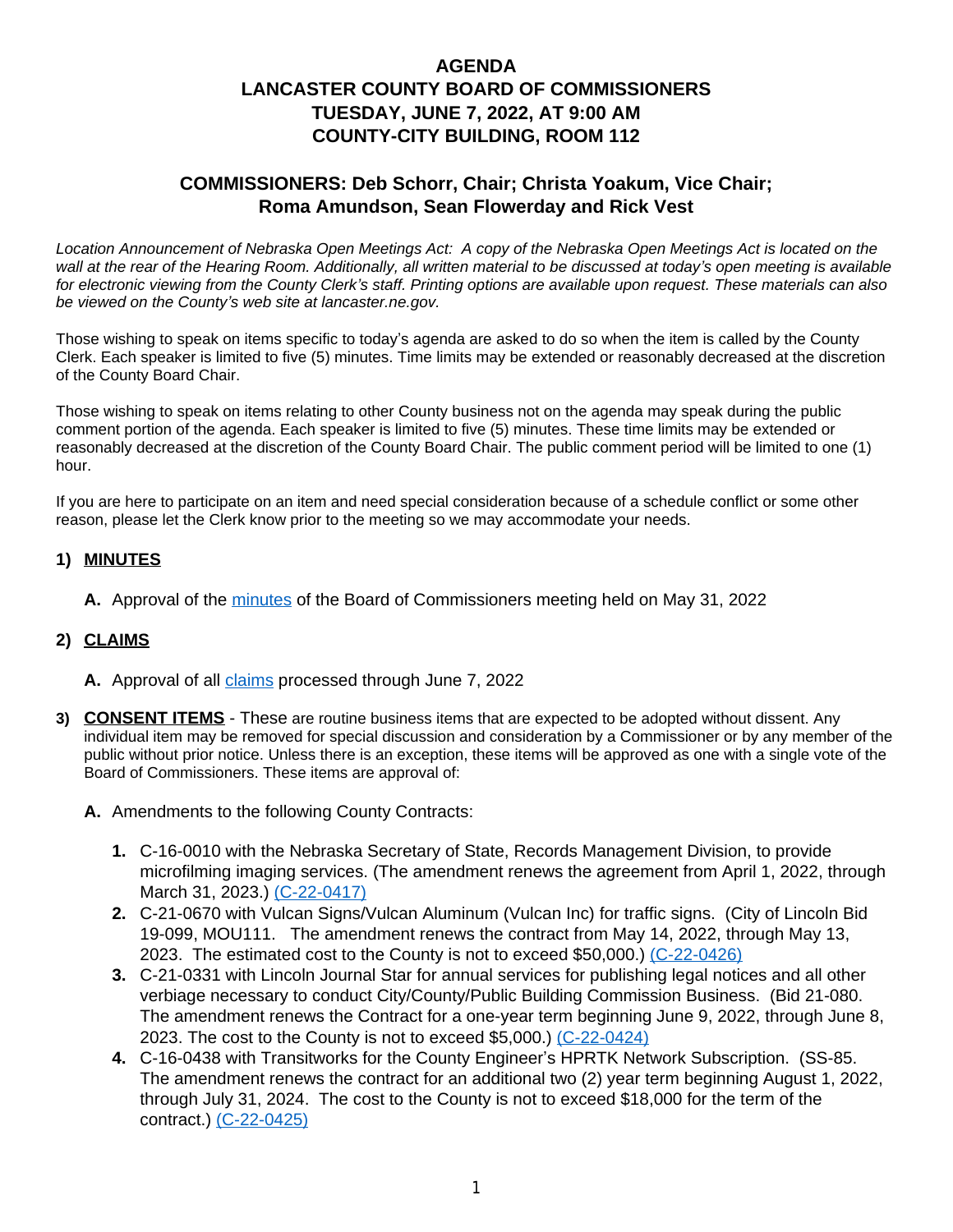# AGENDA
# LANCASTER COUNTY BOARD OF COMMISSIONERS
# TUESDAY, JUNE 7, 2022, AT 9:00 AM
# COUNTY-CITY BUILDING, ROOM 112

## COMMISSIONERS: Deb Schorr, Chair; Christa Yoakum, Vice Chair; Roma Amundson, Sean Flowerday and Rick Vest

*Location Announcement of Nebraska Open Meetings Act: A copy of the Nebraska Open Meetings Act is located on the wall at the rear of the Hearing Room. Additionally, all written material to be discussed at today's open meeting is available for electronic viewing from the County Clerk's staff. Printing options are available upon request. These materials can also be viewed on the County's web site at lancaster.ne.gov.*

Those wishing to speak on items specific to today's agenda are asked to do so when the item is called by the County Clerk. Each speaker is limited to five (5) minutes. Time limits may be extended or reasonably decreased at the discretion of the County Board Chair.

Those wishing to speak on items relating to other County business not on the agenda may speak during the public comment portion of the agenda. Each speaker is limited to five (5) minutes. These time limits may be extended or reasonably decreased at the discretion of the County Board Chair. The public comment period will be limited to one (1) hour.

If you are here to participate on an item and need special consideration because of a schedule conflict or some other reason, please let the Clerk know prior to the meeting so we may accommodate your needs.

**1) MINUTES**

**A.** Approval of the minutes of the Board of Commissioners meeting held on May 31, 2022

**2) CLAIMS**

**A.** Approval of all claims processed through June 7, 2022

**3) CONSENT ITEMS** - These are routine business items that are expected to be adopted without dissent. Any individual item may be removed for special discussion and consideration by a Commissioner or by any member of the public without prior notice. Unless there is an exception, these items will be approved as one with a single vote of the Board of Commissioners. These items are approval of:

**A.** Amendments to the following County Contracts:

1. C-16-0010 with the Nebraska Secretary of State, Records Management Division, to provide microfilming imaging services. (The amendment renews the agreement from April 1, 2022, through March 31, 2023.) (C-22-0417)
2. C-21-0670 with Vulcan Signs/Vulcan Aluminum (Vulcan Inc) for traffic signs. (City of Lincoln Bid 19-099, MOU111. The amendment renews the contract from May 14, 2022, through May 13, 2023. The estimated cost to the County is not to exceed $50,000.) (C-22-0426)
3. C-21-0331 with Lincoln Journal Star for annual services for publishing legal notices and all other verbiage necessary to conduct City/County/Public Building Commission Business. (Bid 21-080. The amendment renews the Contract for a one-year term beginning June 9, 2022, through June 8, 2023. The cost to the County is not to exceed $5,000.) (C-22-0424)
4. C-16-0438 with Transitworks for the County Engineer's HPRTK Network Subscription. (SS-85. The amendment renews the contract for an additional two (2) year term beginning August 1, 2022, through July 31, 2024. The cost to the County is not to exceed $18,000 for the term of the contract.) (C-22-0425)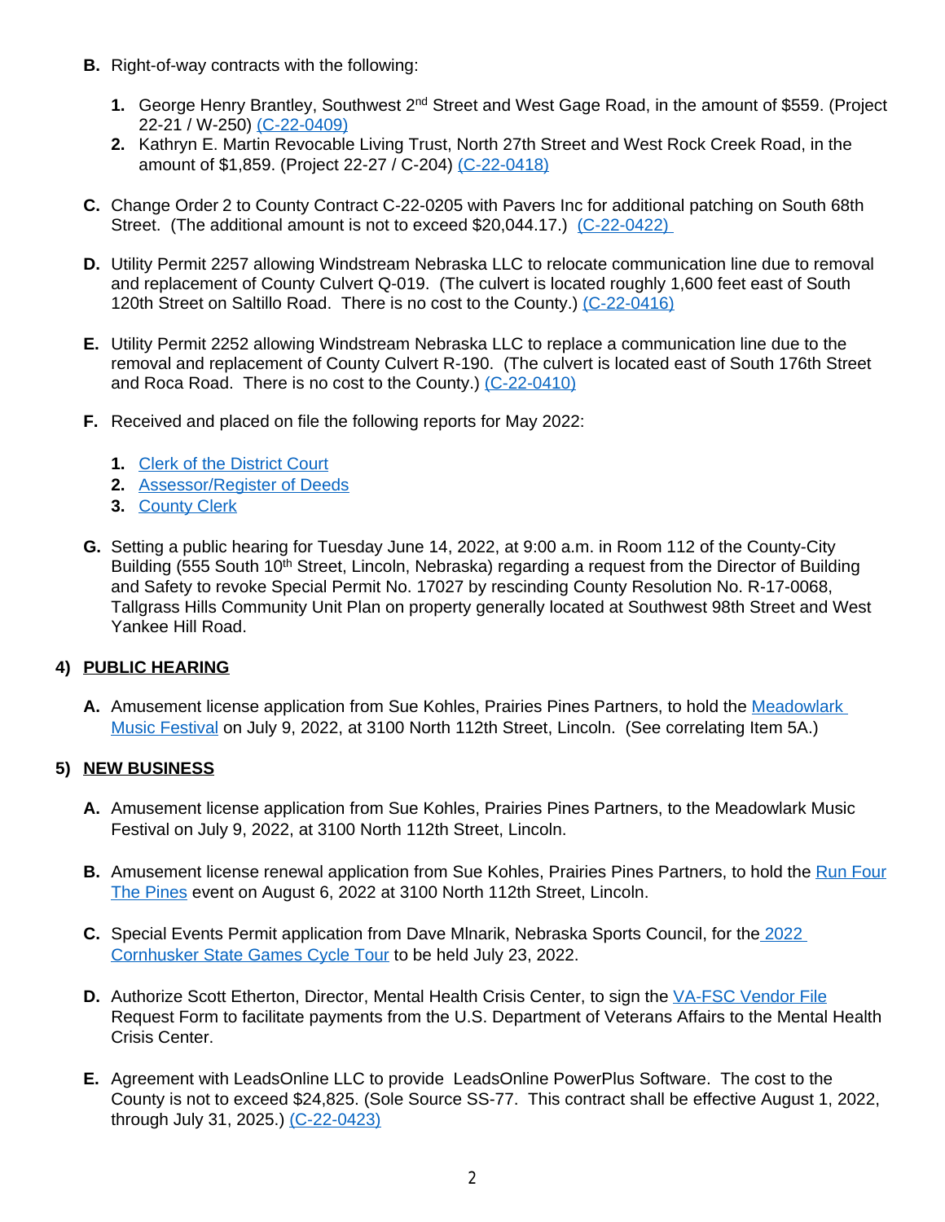**B.** Right-of-way contracts with the following:

1. George Henry Brantley, Southwest 2nd Street and West Gage Road, in the amount of $559. (Project 22-21 / W-250) (C-22-0409)
2. Kathryn E. Martin Revocable Living Trust, North 27th Street and West Rock Creek Road, in the amount of $1,859. (Project 22-27 / C-204) (C-22-0418)

**C.** Change Order 2 to County Contract C-22-0205 with Pavers Inc for additional patching on South 68th Street. (The additional amount is not to exceed $20,044.17.) (C-22-0422)

**D.** Utility Permit 2257 allowing Windstream Nebraska LLC to relocate communication line due to removal and replacement of County Culvert Q-019. (The culvert is located roughly 1,600 feet east of South 120th Street on Saltillo Road. There is no cost to the County.) (C-22-0416)

**E.** Utility Permit 2252 allowing Windstream Nebraska LLC to replace a communication line due to the removal and replacement of County Culvert R-190. (The culvert is located east of South 176th Street and Roca Road. There is no cost to the County.) (C-22-0410)

**F.** Received and placed on file the following reports for May 2022:

1. Clerk of the District Court
2. Assessor/Register of Deeds
3. County Clerk

**G.** Setting a public hearing for Tuesday June 14, 2022, at 9:00 a.m. in Room 112 of the County-City Building (555 South 10th Street, Lincoln, Nebraska) regarding a request from the Director of Building and Safety to revoke Special Permit No. 17027 by rescinding County Resolution No. R-17-0068, Tallgrass Hills Community Unit Plan on property generally located at Southwest 98th Street and West Yankee Hill Road.

## 4) PUBLIC HEARING

**A.** Amusement license application from Sue Kohles, Prairies Pines Partners, to hold the Meadowlark Music Festival on July 9, 2022, at 3100 North 112th Street, Lincoln. (See correlating Item 5A.)

## 5) NEW BUSINESS

**A.** Amusement license application from Sue Kohles, Prairies Pines Partners, to the Meadowlark Music Festival on July 9, 2022, at 3100 North 112th Street, Lincoln.

**B.** Amusement license renewal application from Sue Kohles, Prairies Pines Partners, to hold the Run Four The Pines event on August 6, 2022 at 3100 North 112th Street, Lincoln.

**C.** Special Events Permit application from Dave Mlnarik, Nebraska Sports Council, for the 2022 Cornhusker State Games Cycle Tour to be held July 23, 2022.

**D.** Authorize Scott Etherton, Director, Mental Health Crisis Center, to sign the VA-FSC Vendor File Request Form to facilitate payments from the U.S. Department of Veterans Affairs to the Mental Health Crisis Center.

**E.** Agreement with LeadsOnline LLC to provide LeadsOnline PowerPlus Software. The cost to the County is not to exceed $24,825. (Sole Source SS-77. This contract shall be effective August 1, 2022, through July 31, 2025.) (C-22-0423)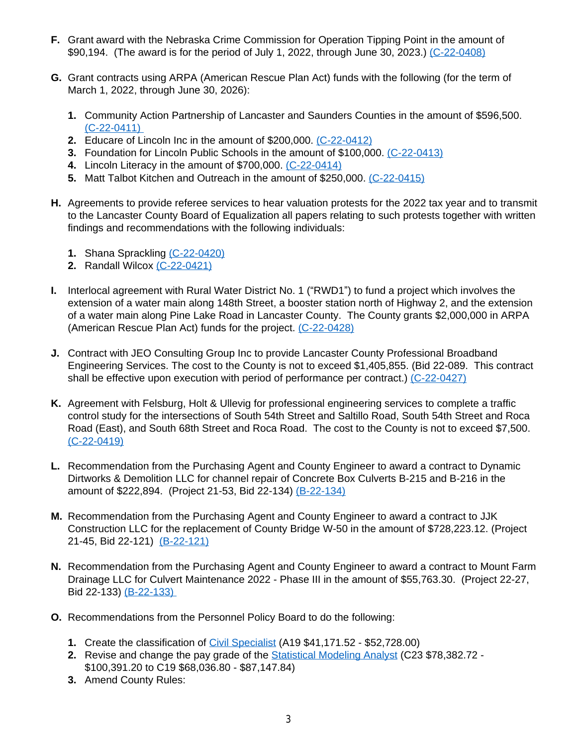**F.** Grant award with the Nebraska Crime Commission for Operation Tipping Point in the amount of $90,194. (The award is for the period of July 1, 2022, through June 30, 2023.) (C-22-0408)

**G.** Grant contracts using ARPA (American Rescue Plan Act) funds with the following (for the term of March 1, 2022, through June 30, 2026):

1. Community Action Partnership of Lancaster and Saunders Counties in the amount of $596,500. (C-22-0411)
2. Educare of Lincoln Inc in the amount of $200,000. (C-22-0412)
3. Foundation for Lincoln Public Schools in the amount of $100,000. (C-22-0413)
4. Lincoln Literacy in the amount of $700,000. (C-22-0414)
5. Matt Talbot Kitchen and Outreach in the amount of $250,000. (C-22-0415)

**H.** Agreements to provide referee services to hear valuation protests for the 2022 tax year and to transmit to the Lancaster County Board of Equalization all papers relating to such protests together with written findings and recommendations with the following individuals:

1. Shana Sprackling (C-22-0420)
2. Randall Wilcox (C-22-0421)

**I.** Interlocal agreement with Rural Water District No. 1 ("RWD1") to fund a project which involves the extension of a water main along 148th Street, a booster station north of Highway 2, and the extension of a water main along Pine Lake Road in Lancaster County. The County grants $2,000,000 in ARPA (American Rescue Plan Act) funds for the project. (C-22-0428)

**J.** Contract with JEO Consulting Group Inc to provide Lancaster County Professional Broadband Engineering Services. The cost to the County is not to exceed $1,405,855. (Bid 22-089. This contract shall be effective upon execution with period of performance per contract.) (C-22-0427)

**K.** Agreement with Felsburg, Holt & Ullevig for professional engineering services to complete a traffic control study for the intersections of South 54th Street and Saltillo Road, South 54th Street and Roca Road (East), and South 68th Street and Roca Road. The cost to the County is not to exceed $7,500. (C-22-0419)

**L.** Recommendation from the Purchasing Agent and County Engineer to award a contract to Dynamic Dirtworks & Demolition LLC for channel repair of Concrete Box Culverts B-215 and B-216 in the amount of $222,894. (Project 21-53, Bid 22-134) (B-22-134)

**M.** Recommendation from the Purchasing Agent and County Engineer to award a contract to JJK Construction LLC for the replacement of County Bridge W-50 in the amount of $728,223.12. (Project 21-45, Bid 22-121) (B-22-121)

**N.** Recommendation from the Purchasing Agent and County Engineer to award a contract to Mount Farm Drainage LLC for Culvert Maintenance 2022 - Phase III in the amount of $55,763.30. (Project 22-27, Bid 22-133) (B-22-133)

**O.** Recommendations from the Personnel Policy Board to do the following:

1. Create the classification of Civil Specialist (A19 $41,171.52 - $52,728.00)
2. Revise and change the pay grade of the Statistical Modeling Analyst (C23 $78,382.72 - $100,391.20 to C19 $68,036.80 - $87,147.84)
3. Amend County Rules: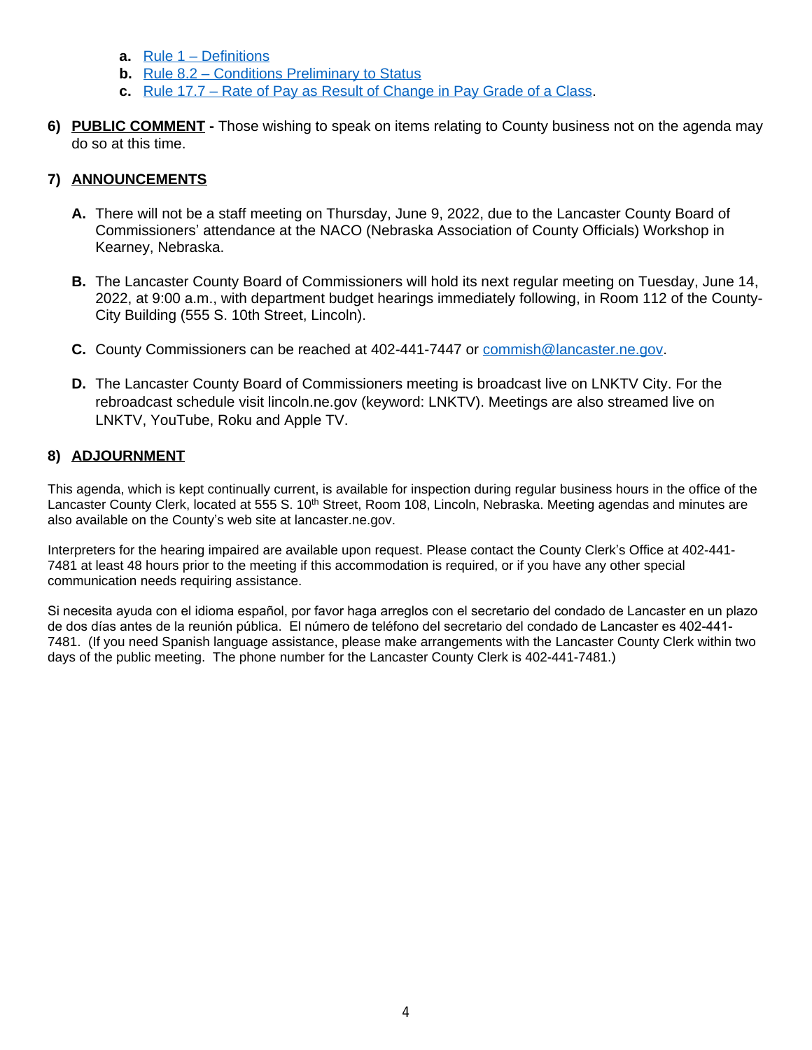a. [Rule 1 – Definitions]
   b. [Rule 8.2 – Conditions Preliminary to Status]
   c. [Rule 17.7 – Rate of Pay as Result of Change in Pay Grade of a Class].

6) **<u>PUBLIC COMMENT</u> -** Those wishing to speak on items relating to County business not on the agenda may do so at this time.

7) **<u>ANNOUNCEMENTS</u>**

   **A.** There will not be a staff meeting on Thursday, June 9, 2022, due to the Lancaster County Board of Commissioners' attendance at the NACO (Nebraska Association of County Officials) Workshop in Kearney, Nebraska.

   **B.** The Lancaster County Board of Commissioners will hold its next regular meeting on Tuesday, June 14, 2022, at 9:00 a.m., with department budget hearings immediately following, in Room 112 of the County-City Building (555 S. 10th Street, Lincoln).

   **C.** County Commissioners can be reached at 402-441-7447 or commish@lancaster.ne.gov.

   **D.** The Lancaster County Board of Commissioners meeting is broadcast live on LNKTV City. For the rebroadcast schedule visit lincoln.ne.gov (keyword: LNKTV). Meetings are also streamed live on LNKTV, YouTube, Roku and Apple TV.

8) **<u>ADJOURNMENT</u>**

This agenda, which is kept continually current, is available for inspection during regular business hours in the office of the Lancaster County Clerk, located at 555 S. 10th Street, Room 108, Lincoln, Nebraska. Meeting agendas and minutes are also available on the County's web site at lancaster.ne.gov.

Interpreters for the hearing impaired are available upon request. Please contact the County Clerk's Office at 402-441-7481 at least 48 hours prior to the meeting if this accommodation is required, or if you have any other special communication needs requiring assistance.

Si necesita ayuda con el idioma español, por favor haga arreglos con el secretario del condado de Lancaster en un plazo de dos días antes de la reunión pública. El número de teléfono del secretario del condado de Lancaster es 402-441-7481. (If you need Spanish language assistance, please make arrangements with the Lancaster County Clerk within two days of the public meeting. The phone number for the Lancaster County Clerk is 402-441-7481.)